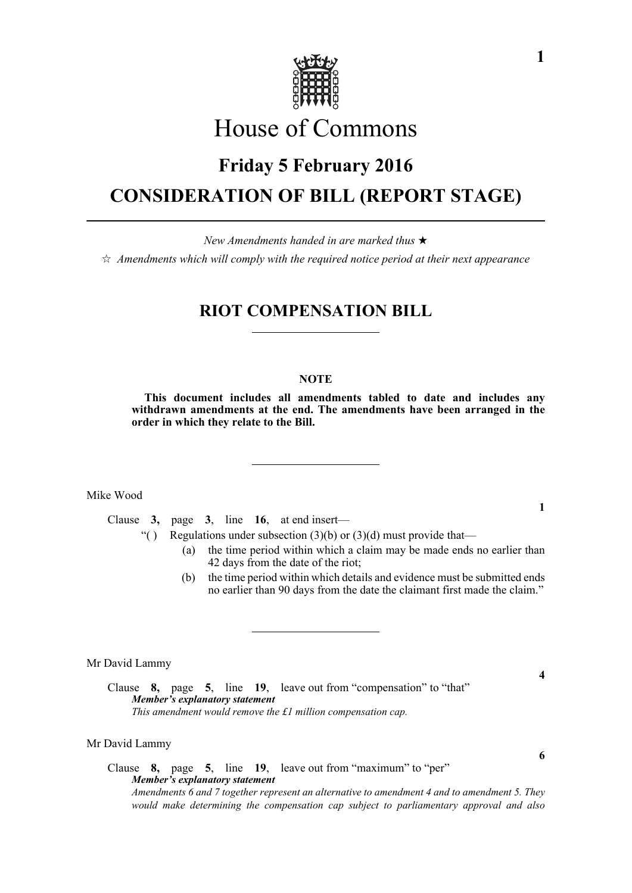# House of Commons

## Friday 5 February 2016

## CONSIDERATION OF BILL (REPORT STAGE)

*New Amendments handed in are marked thus* ★

☆ *Amendments which will comply with the required notice period at their next appearance*

## RIOT COMPENSATION BILL

**NOTE**

**This document includes all amendments tabled to date and includes any withdrawn amendments at the end. The amendments have been arranged in the order in which they relate to the Bill.**

Mike Wood

**1**

Clause **3,** page **3**, line **16**, at end insert—

"( ) Regulations under subsection (3)(b) or (3)(d) must provide that—

(a) the time period within which a claim may be made ends no earlier than 42 days from the date of the riot;

(b) the time period within which details and evidence must be submitted ends no earlier than 90 days from the date the claimant first made the claim."

Mr David Lammy

**4**

Clause **8,** page **5**, line **19**, leave out from "compensation" to "that"

***Member's explanatory statement***

*This amendment would remove the £1 million compensation cap.*

Mr David Lammy

**6**

Clause **8,** page **5**, line **19**, leave out from "maximum" to "per"

***Member's explanatory statement***

*Amendments 6 and 7 together represent an alternative to amendment 4 and to amendment 5. They would make determining the compensation cap subject to parliamentary approval and also*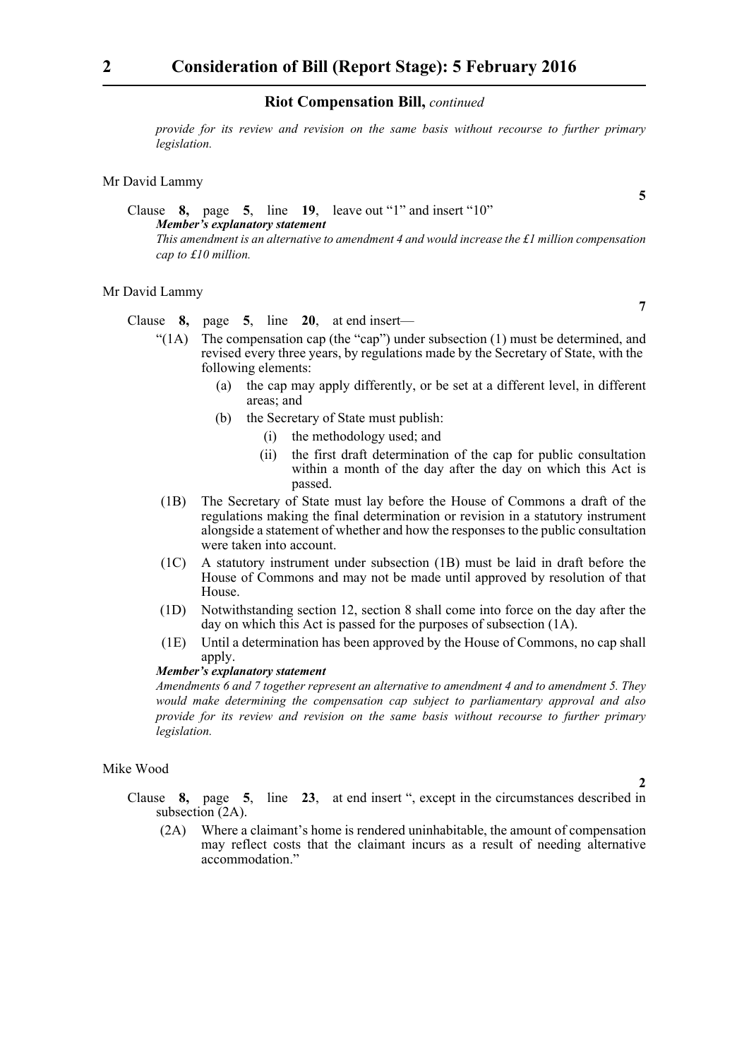**Riot Compensation Bill,** *continued*

*provide for its review and revision on the same basis without recourse to further primary legislation.*

Mr David Lammy

**5**

Clause **8,** page **5**, line **19**, leave out "1" and insert "10"

***Member's explanatory statement***

*This amendment is an alternative to amendment 4 and would increase the £1 million compensation cap to £10 million.*

Mr David Lammy

**7**

Clause **8,** page **5**, line **20**, at end insert—

"(1A) The compensation cap (the "cap") under subsection (1) must be determined, and revised every three years, by regulations made by the Secretary of State, with the following elements:

(a) the cap may apply differently, or be set at a different level, in different areas; and

(b) the Secretary of State must publish:

(i) the methodology used; and

(ii) the first draft determination of the cap for public consultation within a month of the day after the day on which this Act is passed.

(1B) The Secretary of State must lay before the House of Commons a draft of the regulations making the final determination or revision in a statutory instrument alongside a statement of whether and how the responses to the public consultation were taken into account.

(1C) A statutory instrument under subsection (1B) must be laid in draft before the House of Commons and may not be made until approved by resolution of that House.

(1D) Notwithstanding section 12, section 8 shall come into force on the day after the day on which this Act is passed for the purposes of subsection (1A).

(1E) Until a determination has been approved by the House of Commons, no cap shall apply.

***Member's explanatory statement***

*Amendments 6 and 7 together represent an alternative to amendment 4 and to amendment 5. They would make determining the compensation cap subject to parliamentary approval and also provide for its review and revision on the same basis without recourse to further primary legislation.*

Mike Wood

**2**

Clause **8,** page **5**, line **23**, at end insert ", except in the circumstances described in subsection (2A).

(2A) Where a claimant's home is rendered uninhabitable, the amount of compensation may reflect costs that the claimant incurs as a result of needing alternative accommodation."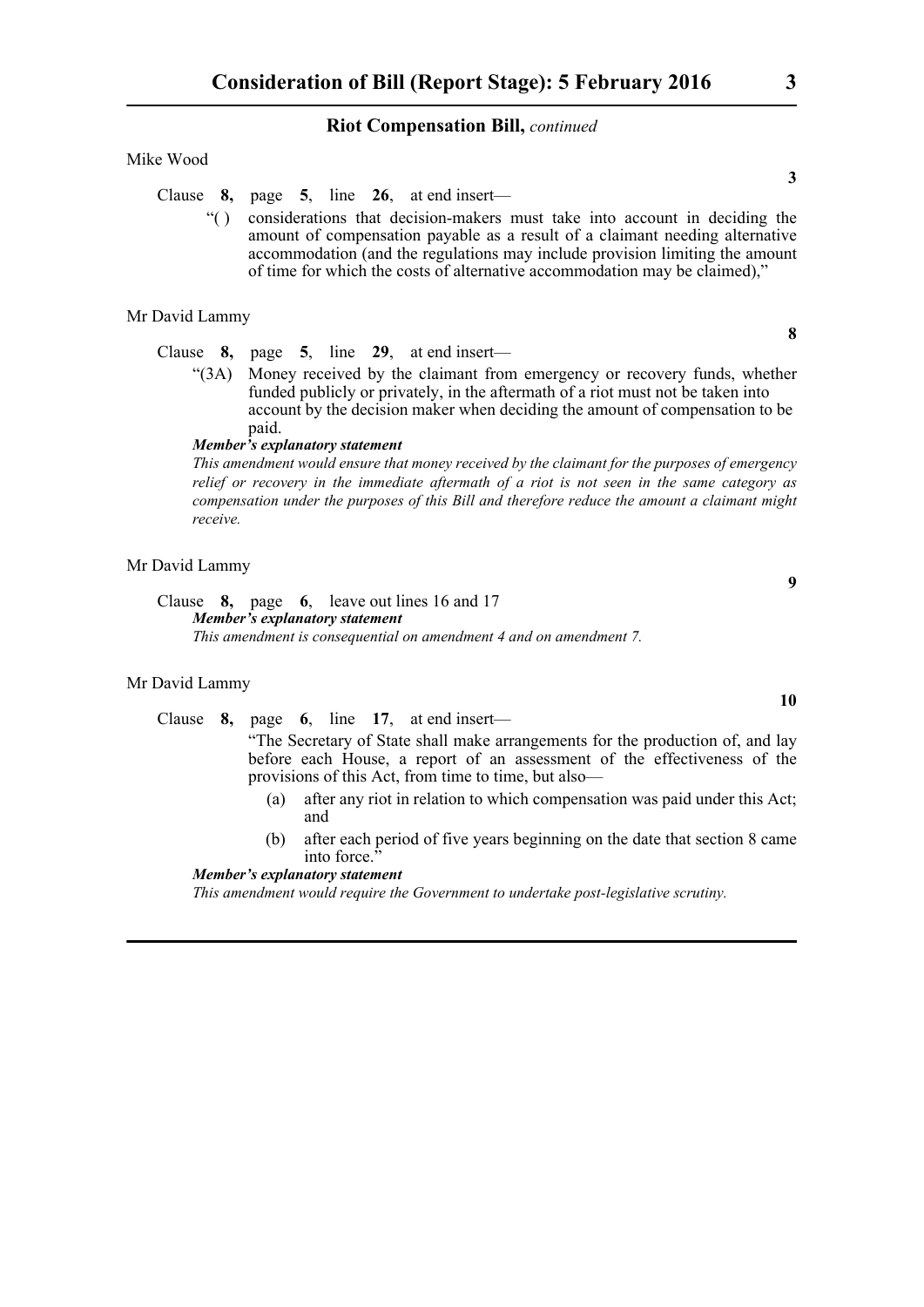**Riot Compensation Bill,** *continued*

Mike Wood

**3**

Clause **8,** page **5**, line **26**, at end insert—

"( ) considerations that decision-makers must take into account in deciding the amount of compensation payable as a result of a claimant needing alternative accommodation (and the regulations may include provision limiting the amount of time for which the costs of alternative accommodation may be claimed),"

Mr David Lammy

**8**

Clause **8,** page **5**, line **29**, at end insert—

"(3A) Money received by the claimant from emergency or recovery funds, whether funded publicly or privately, in the aftermath of a riot must not be taken into account by the decision maker when deciding the amount of compensation to be paid.

***Member's explanatory statement***

*This amendment would ensure that money received by the claimant for the purposes of emergency relief or recovery in the immediate aftermath of a riot is not seen in the same category as compensation under the purposes of this Bill and therefore reduce the amount a claimant might receive.*

Mr David Lammy

**9**

Clause **8,** page **6**, leave out lines 16 and 17

***Member's explanatory statement***

*This amendment is consequential on amendment 4 and on amendment 7.*

Mr David Lammy

**10**

Clause **8,** page **6**, line **17**, at end insert—

"The Secretary of State shall make arrangements for the production of, and lay before each House, a report of an assessment of the effectiveness of the provisions of this Act, from time to time, but also—

(a) after any riot in relation to which compensation was paid under this Act; and

(b) after each period of five years beginning on the date that section 8 came into force."

***Member's explanatory statement***

*This amendment would require the Government to undertake post-legislative scrutiny.*